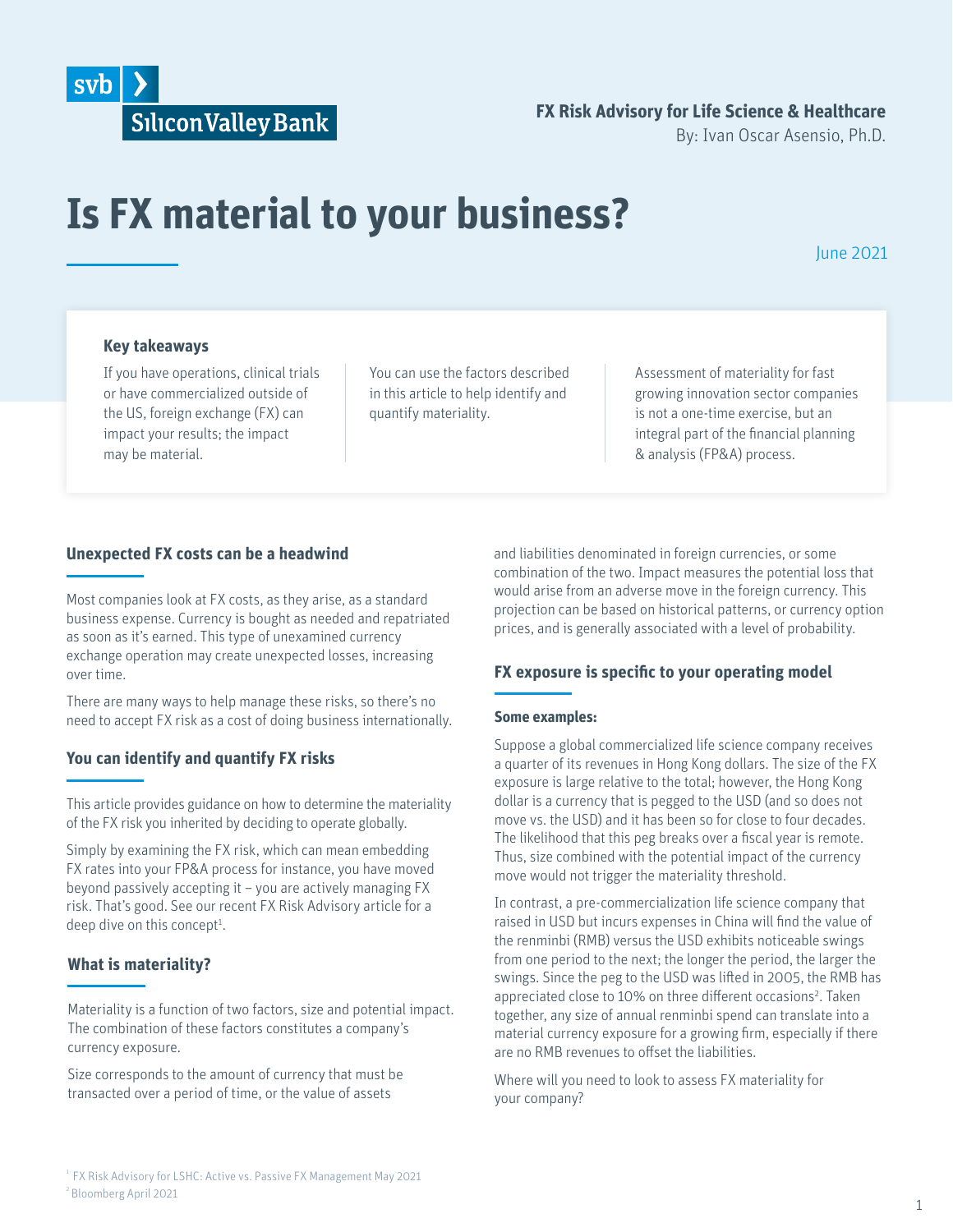Silicon Valley Bank

**FX Risk Advisory for Life Science & Healthcare**
By: Ivan Oscar Asensio, Ph.D.

# Is FX material to your business?

June 2021

### Key takeaways

If you have operations, clinical trials or have commercialized outside of the US, foreign exchange (FX) can impact your results; the impact may be material.

You can use the factors described in this article to help identify and quantify materiality.

Assessment of materiality for fast growing innovation sector companies is not a one-time exercise, but an integral part of the financial planning & analysis (FP&A) process.

## Unexpected FX costs can be a headwind

Most companies look at FX costs, as they arise, as a standard business expense. Currency is bought as needed and repatriated as soon as it's earned. This type of unexamined currency exchange operation may create unexpected losses, increasing over time.

There are many ways to help manage these risks, so there's no need to accept FX risk as a cost of doing business internationally.

## You can identify and quantify FX risks

This article provides guidance on how to determine the materiality of the FX risk you inherited by deciding to operate globally.

Simply by examining the FX risk, which can mean embedding FX rates into your FP&A process for instance, you have moved beyond passively accepting it – you are actively managing FX risk. That's good. See our recent FX Risk Advisory article for a deep dive on this concept[1].

## What is materiality?

Materiality is a function of two factors, size and potential impact. The combination of these factors constitutes a company's currency exposure.

Size corresponds to the amount of currency that must be transacted over a period of time, or the value of assets and liabilities denominated in foreign currencies, or some combination of the two. Impact measures the potential loss that would arise from an adverse move in the foreign currency. This projection can be based on historical patterns, or currency option prices, and is generally associated with a level of probability.

## FX exposure is specific to your operating model

### Some examples:

Suppose a global commercialized life science company receives a quarter of its revenues in Hong Kong dollars. The size of the FX exposure is large relative to the total; however, the Hong Kong dollar is a currency that is pegged to the USD (and so does not move vs. the USD) and it has been so for close to four decades. The likelihood that this peg breaks over a fiscal year is remote. Thus, size combined with the potential impact of the currency move would not trigger the materiality threshold.

In contrast, a pre-commercialization life science company that raised in USD but incurs expenses in China will find the value of the renminbi (RMB) versus the USD exhibits noticeable swings from one period to the next; the longer the period, the larger the swings. Since the peg to the USD was lifted in 2005, the RMB has appreciated close to 10% on three different occasions[2]. Taken together, any size of annual renminbi spend can translate into a material currency exposure for a growing firm, especially if there are no RMB revenues to offset the liabilities.

Where will you need to look to assess FX materiality for your company?

[1] FX Risk Advisory for LSHC: Active vs. Passive FX Management May 2021
[2] Bloomberg April 2021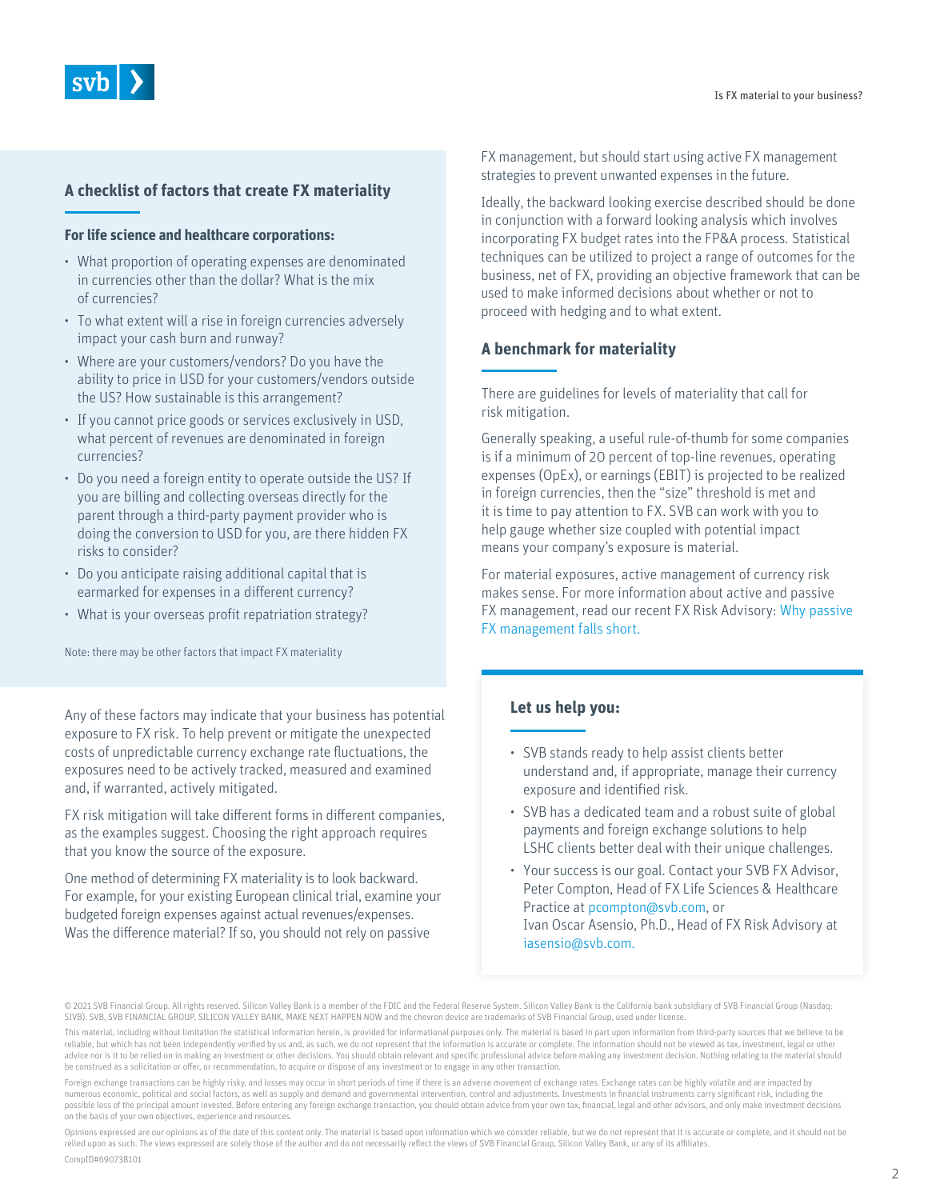## A checklist of factors that create FX materiality

**For life science and healthcare corporations:**

- What proportion of operating expenses are denominated in currencies other than the dollar? What is the mix of currencies?
- To what extent will a rise in foreign currencies adversely impact your cash burn and runway?
- Where are your customers/vendors? Do you have the ability to price in USD for your customers/vendors outside the US? How sustainable is this arrangement?
- If you cannot price goods or services exclusively in USD, what percent of revenues are denominated in foreign currencies?
- Do you need a foreign entity to operate outside the US? If you are billing and collecting overseas directly for the parent through a third-party payment provider who is doing the conversion to USD for you, are there hidden FX risks to consider?
- Do you anticipate raising additional capital that is earmarked for expenses in a different currency?
- What is your overseas profit repatriation strategy?

Note: there may be other factors that impact FX materiality

Any of these factors may indicate that your business has potential exposure to FX risk. To help prevent or mitigate the unexpected costs of unpredictable currency exchange rate fluctuations, the exposures need to be actively tracked, measured and examined and, if warranted, actively mitigated.

FX risk mitigation will take different forms in different companies, as the examples suggest. Choosing the right approach requires that you know the source of the exposure.

One method of determining FX materiality is to look backward. For example, for your existing European clinical trial, examine your budgeted foreign expenses against actual revenues/expenses. Was the difference material? If so, you should not rely on passive FX management, but should start using active FX management strategies to prevent unwanted expenses in the future.

Ideally, the backward looking exercise described should be done in conjunction with a forward looking analysis which involves incorporating FX budget rates into the FP&A process. Statistical techniques can be utilized to project a range of outcomes for the business, net of FX, providing an objective framework that can be used to make informed decisions about whether or not to proceed with hedging and to what extent.

## A benchmark for materiality

There are guidelines for levels of materiality that call for risk mitigation.

Generally speaking, a useful rule-of-thumb for some companies is if a minimum of 20 percent of top-line revenues, operating expenses (OpEx), or earnings (EBIT) is projected to be realized in foreign currencies, then the "size" threshold is met and it is time to pay attention to FX. SVB can work with you to help gauge whether size coupled with potential impact means your company's exposure is material.

For material exposures, active management of currency risk makes sense. For more information about active and passive FX management, read our recent FX Risk Advisory: Why passive FX management falls short.

### Let us help you:

- SVB stands ready to help assist clients better understand and, if appropriate, manage their currency exposure and identified risk.
- SVB has a dedicated team and a robust suite of global payments and foreign exchange solutions to help LSHC clients better deal with their unique challenges.
- Your success is our goal. Contact your SVB FX Advisor, Peter Compton, Head of FX Life Sciences & Healthcare Practice at pcompton@svb.com, or Ivan Oscar Asensio, Ph.D., Head of FX Risk Advisory at iasensio@svb.com.

© 2021 SVB Financial Group. All rights reserved. Silicon Valley Bank is a member of the FDIC and the Federal Reserve System. Silicon Valley Bank is the California bank subsidiary of SVB Financial Group (Nasdaq: SIVB). SVB, SVB FINANCIAL GROUP, SILICON VALLEY BANK, MAKE NEXT HAPPEN NOW and the chevron device are trademarks of SVB Financial Group, used under license.

This material, including without limitation the statistical information herein, is provided for informational purposes only. The material is based in part upon information from third-party sources that we believe to be reliable, but which has not been independently verified by us and, as such, we do not represent that the information is accurate or complete. The information should not be viewed as tax, investment, legal or other advice nor is it to be relied on in making an investment or other decisions. You should obtain relevant and specific professional advice before making any investment decision. Nothing relating to the material should be construed as a solicitation or offer, or recommendation, to acquire or dispose of any investment or to engage in any other transaction.

Foreign exchange transactions can be highly risky, and losses may occur in short periods of time if there is an adverse movement of exchange rates. Exchange rates can be highly volatile and are impacted by numerous economic, political and social factors, as well as supply and demand and governmental intervention, control and adjustments. Investments in financial instruments carry significant risk, including the possible loss of the principal amount invested. Before entering any foreign exchange transaction, you should obtain advice from your own tax, financial, legal and other advisors, and only make investment decisions on the basis of your own objectives, experience and resources.

Opinions expressed are our opinions as of the date of this content only. The material is based upon information which we consider reliable, but we do not represent that it is accurate or complete, and it should not be relied upon as such. The views expressed are solely those of the author and do not necessarily reflect the views of SVB Financial Group, Silicon Valley Bank, or any of its affiliates.

CompID#690738101